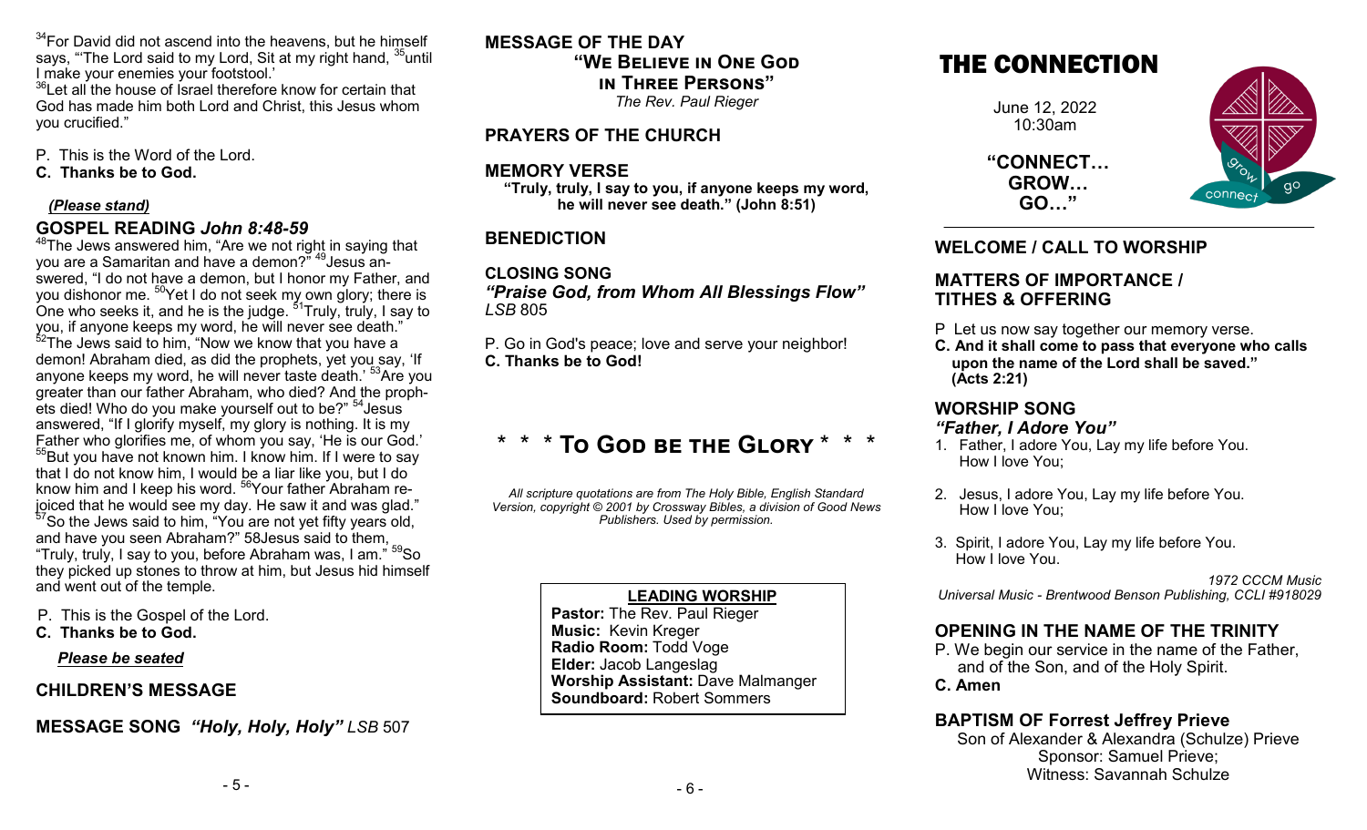[34]For David did not ascend into the heavens, but he himself says, "'The Lord said to my Lord, Sit at my right hand, [35]until I make your enemies your footstool.'

[36]Let all the house of Israel therefore know for certain that God has made him both Lord and Christ, this Jesus whom you crucified."

P. This is the Word of the Lord.
**C. Thanks be to God.**

***(Please stand)***

## GOSPEL READING *John 8:48-59*

[48]The Jews answered him, "Are we not right in saying that you are a Samaritan and have a demon?" [49]Jesus answered, "I do not have a demon, but I honor my Father, and you dishonor me. [50]Yet I do not seek my own glory; there is One who seeks it, and he is the judge. [51]Truly, truly, I say to you, if anyone keeps my word, he will never see death." [52]The Jews said to him, "Now we know that you have a demon! Abraham died, as did the prophets, yet you say, 'If anyone keeps my word, he will never taste death.' [53]Are you greater than our father Abraham, who died? And the prophets died! Who do you make yourself out to be?" [54]Jesus answered, "If I glorify myself, my glory is nothing. It is my Father who glorifies me, of whom you say, 'He is our God.' [55]But you have not known him. I know him. If I were to say that I do not know him, I would be a liar like you, but I do know him and I keep his word. [56]Your father Abraham rejoiced that he would see my day. He saw it and was glad." [57]So the Jews said to him, "You are not yet fifty years old, and have you seen Abraham?" 58Jesus said to them, "Truly, truly, I say to you, before Abraham was, I am." [59]So they picked up stones to throw at him, but Jesus hid himself and went out of the temple.

P. This is the Gospel of the Lord.
**C. Thanks be to God.**

***Please be seated***

## CHILDREN'S MESSAGE

## MESSAGE SONG *"Holy, Holy, Holy" LSB* 507

## MESSAGE OF THE DAY

**"WE BELIEVE IN ONE GOD IN THREE PERSONS"**
*The Rev. Paul Rieger*

## PRAYERS OF THE CHURCH

## MEMORY VERSE

**"Truly, truly, I say to you, if anyone keeps my word, he will never see death." (John 8:51)**

## BENEDICTION

## CLOSING SONG

***"Praise God, from Whom All Blessings Flow"***
*LSB* 805

P. Go in God's peace; love and serve your neighbor!
**C. Thanks be to God!**

## \* \* \* TO GOD BE THE GLORY \* \* \*

*All scripture quotations are from The Holy Bible, English Standard Version, copyright © 2001 by Crossway Bibles, a division of Good News Publishers. Used by permission.*

**LEADING WORSHIP**
**Pastor:** The Rev. Paul Rieger
**Music:** Kevin Kreger
**Radio Room:** Todd Voge
**Elder:** Jacob Langeslag
**Worship Assistant:** Dave Malmanger
**Soundboard:** Robert Sommers

# THE CONNECTION

June 12, 2022
10:30am

**"CONNECT…
GROW…
GO…"**

## WELCOME / CALL TO WORSHIP

## MATTERS OF IMPORTANCE / TITHES & OFFERING

P Let us now say together our memory verse.
**C. And it shall come to pass that everyone who calls upon the name of the Lord shall be saved." (Acts 2:21)**

## WORSHIP SONG

***"Father, I Adore You"***

1. Father, I adore You, Lay my life before You. How I love You;
2. Jesus, I adore You, Lay my life before You. How I love You;
3. Spirit, I adore You, Lay my life before You. How I love You.

*1972 CCCM Music*
*Universal Music - Brentwood Benson Publishing, CCLI #918029*

## OPENING IN THE NAME OF THE TRINITY

P. We begin our service in the name of the Father, and of the Son, and of the Holy Spirit.
**C. Amen**

## BAPTISM OF Forrest Jeffrey Prieve

Son of Alexander & Alexandra (Schulze) Prieve
Sponsor: Samuel Prieve;
Witness: Savannah Schulze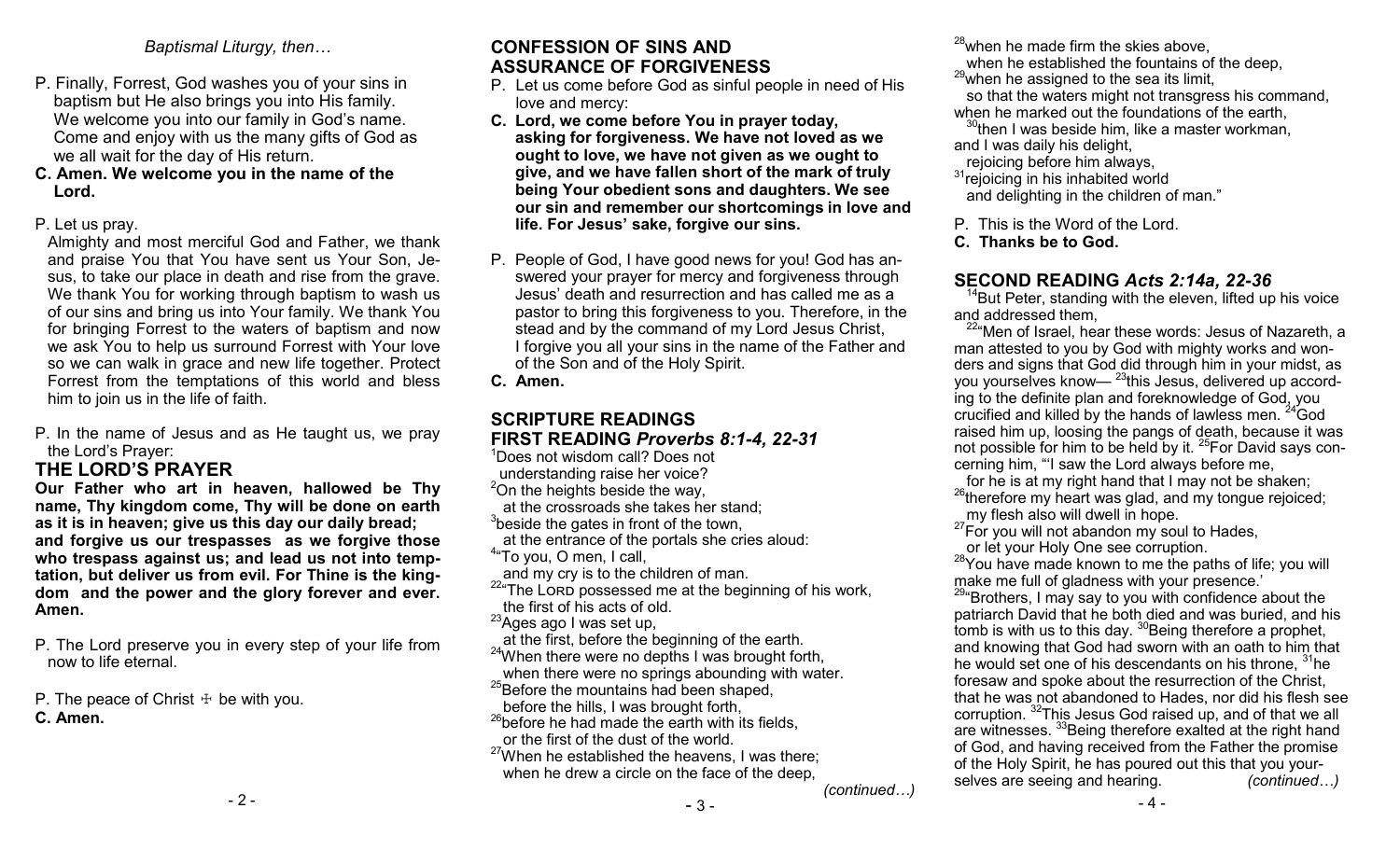*Baptismal Liturgy, then…*

P. Finally, Forrest, God washes you of your sins in baptism but He also brings you into His family. We welcome you into our family in God's name. Come and enjoy with us the many gifts of God as we all wait for the day of His return.

**C. Amen. We welcome you in the name of the Lord.**

P. Let us pray.

Almighty and most merciful God and Father, we thank and praise You that You have sent us Your Son, Jesus, to take our place in death and rise from the grave. We thank You for working through baptism to wash us of our sins and bring us into Your family. We thank You for bringing Forrest to the waters of baptism and now we ask You to help us surround Forrest with Your love so we can walk in grace and new life together. Protect Forrest from the temptations of this world and bless him to join us in the life of faith.

P. In the name of Jesus and as He taught us, we pray the Lord's Prayer:

## THE LORD'S PRAYER

**Our Father who art in heaven, hallowed be Thy name, Thy kingdom come, Thy will be done on earth as it is in heaven; give us this day our daily bread; and forgive us our trespasses as we forgive those who trespass against us; and lead us not into temptation, but deliver us from evil. For Thine is the kingdom and the power and the glory forever and ever. Amen.**

P. The Lord preserve you in every step of your life from now to life eternal.

P. The peace of Christ ☩ be with you.

**C. Amen.**

## CONFESSION OF SINS AND ASSURANCE OF FORGIVENESS

P. Let us come before God as sinful people in need of His love and mercy:

**C. Lord, we come before You in prayer today, asking for forgiveness. We have not loved as we ought to love, we have not given as we ought to give, and we have fallen short of the mark of truly being Your obedient sons and daughters. We see our sin and remember our shortcomings in love and life. For Jesus' sake, forgive our sins.**

P. People of God, I have good news for you! God has answered your prayer for mercy and forgiveness through Jesus' death and resurrection and has called me as a pastor to bring this forgiveness to you. Therefore, in the stead and by the command of my Lord Jesus Christ, I forgive you all your sins in the name of the Father and of the Son and of the Holy Spirit.

**C. Amen.**

## SCRIPTURE READINGS

### FIRST READING *Proverbs 8:1-4, 22-31*

[1]Does not wisdom call? Does not
understanding raise her voice?
[2]On the heights beside the way,
at the crossroads she takes her stand;
[3]beside the gates in front of the town,
at the entrance of the portals she cries aloud:
[4]"To you, O men, I call,
and my cry is to the children of man.
[22]"The LORD possessed me at the beginning of his work,
the first of his acts of old.
[23]Ages ago I was set up,
at the first, before the beginning of the earth.
[24]When there were no depths I was brought forth,
when there were no springs abounding with water.
[25]Before the mountains had been shaped,
before the hills, I was brought forth,
[26]before he had made the earth with its fields,
or the first of the dust of the world.
[27]When he established the heavens, I was there;
when he drew a circle on the face of the deep,
*(continued…)*

[28]when he made firm the skies above,
when he established the fountains of the deep,
[29]when he assigned to the sea its limit,
so that the waters might not transgress his command,
when he marked out the foundations of the earth,
[30]then I was beside him, like a master workman,
and I was daily his delight,
rejoicing before him always,
[31]rejoicing in his inhabited world
and delighting in the children of man."

P. This is the Word of the Lord.

**C. Thanks be to God.**

### SECOND READING *Acts 2:14a, 22-36*

[14]But Peter, standing with the eleven, lifted up his voice and addressed them,

[22]"Men of Israel, hear these words: Jesus of Nazareth, a man attested to you by God with mighty works and wonders and signs that God did through him in your midst, as you yourselves know— [23]this Jesus, delivered up according to the definite plan and foreknowledge of God, you crucified and killed by the hands of lawless men. [24]God raised him up, loosing the pangs of death, because it was not possible for him to be held by it. [25]For David says concerning him, "'I saw the Lord always before me,
for he is at my right hand that I may not be shaken;
[26]therefore my heart was glad, and my tongue rejoiced;
my flesh also will dwell in hope.
[27]For you will not abandon my soul to Hades,
or let your Holy One see corruption.
[28]You have made known to me the paths of life; you will make me full of gladness with your presence.'
[29]"Brothers, I may say to you with confidence about the patriarch David that he both died and was buried, and his tomb is with us to this day. [30]Being therefore a prophet, and knowing that God had sworn with an oath to him that he would set one of his descendants on his throne, [31]he foresaw and spoke about the resurrection of the Christ, that he was not abandoned to Hades, nor did his flesh see corruption. [32]This Jesus God raised up, and of that we all are witnesses. [33]Being therefore exalted at the right hand of God, and having received from the Father the promise of the Holy Spirit, he has poured out this that you yourselves are seeing and hearing. *(continued…)*